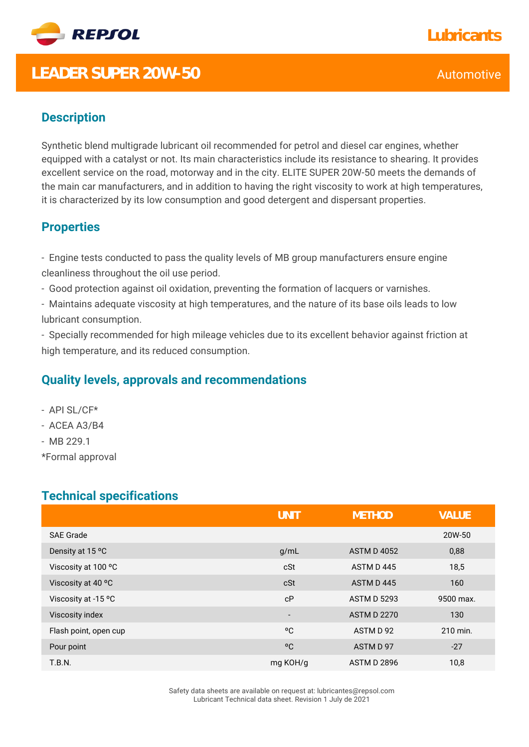REPSOL

Lubricants

# LEADER SUPER 20W-50

Automotive

## Description

Synthetic blend multigrade lubricant oil recommended for petrol and diesel car engines, whether equipped with a catalyst or not. Its main characteristics include its resistance to shearing. It provides excellent service on the road, motorway and in the city. ELITE SUPER 20W-50 meets the demands of the main car manufacturers, and in addition to having the right viscosity to work at high temperatures, it is characterized by its low consumption and good detergent and dispersant properties.

## Properties

- Engine tests conducted to pass the quality levels of MB group manufacturers ensure engine cleanliness throughout the oil use period.
- Good protection against oil oxidation, preventing the formation of lacquers or varnishes.
- Maintains adequate viscosity at high temperatures, and the nature of its base oils leads to low lubricant consumption.
- Specially recommended for high mileage vehicles due to its excellent behavior against friction at high temperature, and its reduced consumption.

## Quality levels, approvals and recommendations

- API SL/CF*
- ACEA A3/B4
- MB 229.1

*Formal approval

## Technical specifications

| | UNIT | METHOD | VALUE |
|---|---|---|---|
| SAE Grade | | | 20W-50 |
| Density at 15 ºC | g/mL | ASTM D 4052 | 0,88 |
| Viscosity at 100 ºC | cSt | ASTM D 445 | 18,5 |
| Viscosity at 40 ºC | cSt | ASTM D 445 | 160 |
| Viscosity at -15 ºC | cP | ASTM D 5293 | 9500 max. |
| Viscosity index | - | ASTM D 2270 | 130 |
| Flash point, open cup | ºC | ASTM D 92 | 210 min. |
| Pour point | ºC | ASTM D 97 | -27 |
| T.B.N. | mg KOH/g | ASTM D 2896 | 10,8 |

Safety data sheets are available on request at: lubricantes@repsol.com
Lubricant Technical data sheet. Revision 1 July de 2021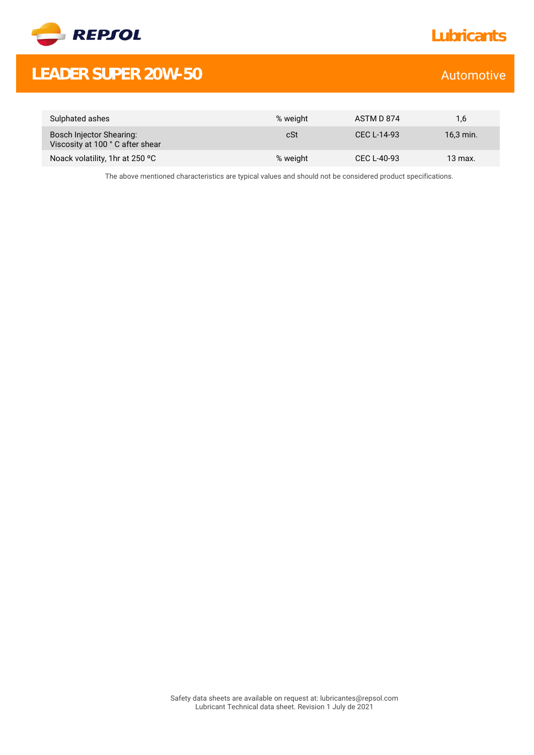| | | | |
|---|---|---|---|
| Sulphated ashes | % weight | ASTM D 874 | 1,6 |
| Bosch Injector Shearing: Viscosity at 100 ° C after shear | cSt | CEC L-14-93 | 16,3 min. |
| Noack volatility, 1hr at 250 ºC | % weight | CEC L-40-93 | 13 max. |

The above mentioned characteristics are typical values and should not be considered product specifications.

Safety data sheets are available on request at: lubricantes@repsol.com
Lubricant Technical data sheet. Revision 1 July de 2021